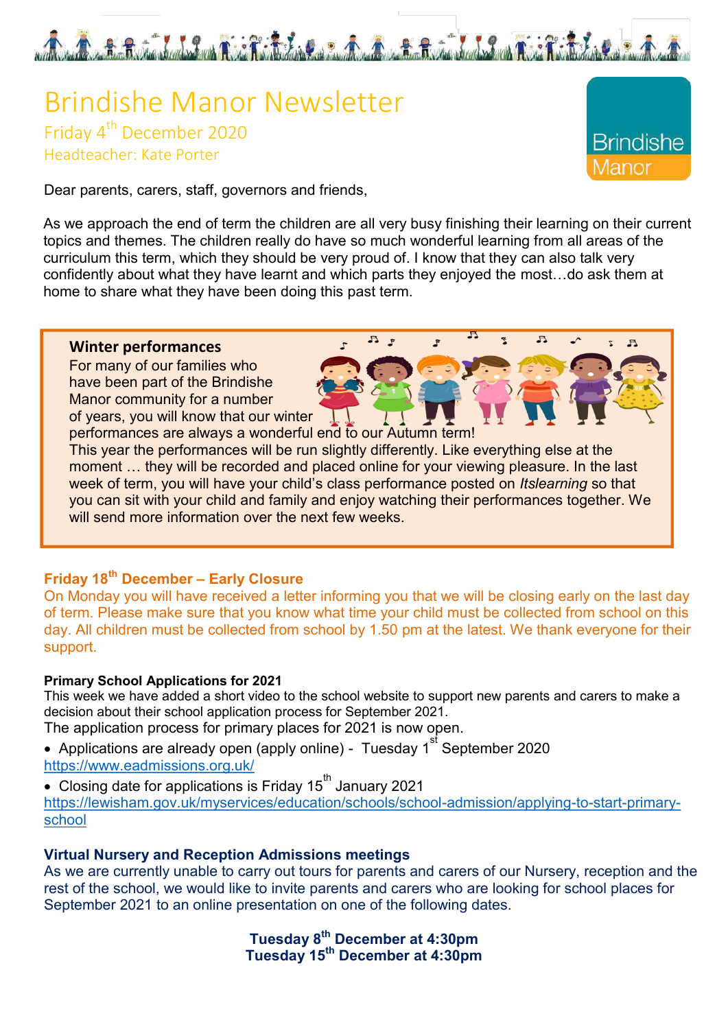# Brindishe Manor Newsletter

Friday 4th December 2020

Headteacher: Kate Porter

Dear parents, carers, staff, governors and friends,

As we approach the end of term the children are all very busy finishing their learning on their current topics and themes. The children really do have so much wonderful learning from all areas of the curriculum this term, which they should be very proud of. I know that they can also talk very confidently about what they have learnt and which parts they enjoyed the most…do ask them at home to share what they have been doing this past term.

## Winter performances

For many of our families who have been part of the Brindishe Manor community for a number of years, you will know that our winter performances are always a wonderful end to our Autumn term!
This year the performances will be run slightly differently. Like everything else at the moment … they will be recorded and placed online for your viewing pleasure. In the last week of term, you will have your child's class performance posted on *Itslearning* so that you can sit with your child and family and enjoy watching their performances together. We will send more information over the next few weeks.

## Friday 18th December – Early Closure

On Monday you will have received a letter informing you that we will be closing early on the last day of term. Please make sure that you know what time your child must be collected from school on this day. All children must be collected from school by 1.50 pm at the latest. We thank everyone for their support.

## Primary School Applications for 2021

This week we have added a short video to the school website to support new parents and carers to make a decision about their school application process for September 2021.
The application process for primary places for 2021 is now open.

- Applications are already open (apply online) - Tuesday 1st September 2020
https://www.eadmissions.org.uk/
- Closing date for applications is Friday 15th January 2021
https://lewisham.gov.uk/myservices/education/schools/school-admission/applying-to-start-primary-school

## Virtual Nursery and Reception Admissions meetings

As we are currently unable to carry out tours for parents and carers of our Nursery, reception and the rest of the school, we would like to invite parents and carers who are looking for school places for September 2021 to an online presentation on one of the following dates.

**Tuesday 8th December at 4:30pm**
**Tuesday 15th December at 4:30pm**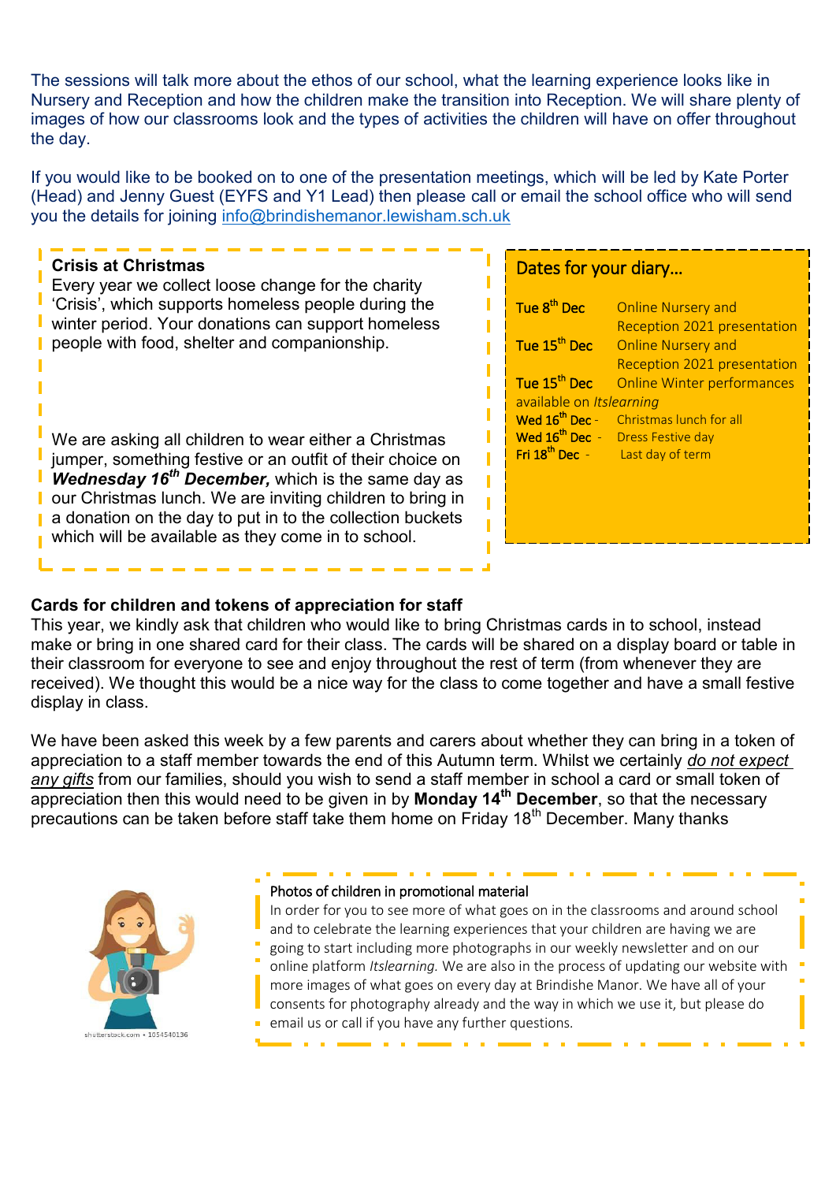The sessions will talk more about the ethos of our school, what the learning experience looks like in Nursery and Reception and how the children make the transition into Reception. We will share plenty of images of how our classrooms look and the types of activities the children will have on offer throughout the day.

If you would like to be booked on to one of the presentation meetings, which will be led by Kate Porter (Head) and Jenny Guest (EYFS and Y1 Lead) then please call or email the school office who will send you the details for joining info@brindishemanor.lewisham.sch.uk

**Crisis at Christmas**

Every year we collect loose change for the charity 'Crisis', which supports homeless people during the winter period. Your donations can support homeless people with food, shelter and companionship.

We are asking all children to wear either a Christmas jumper, something festive or an outfit of their choice on ***Wednesday 16th December,*** which is the same day as our Christmas lunch. We are inviting children to bring in a donation on the day to put in to the collection buckets which will be available as they come in to school.

## Dates for your diary…

| | |
|---|---|
| **Tue 8th Dec** | Online Nursery and Reception 2021 presentation |
| **Tue 15th Dec** | Online Nursery and Reception 2021 presentation |
| **Tue 15th Dec** | Online Winter performances available on *Itslearning* |
| **Wed 16th Dec** - | Christmas lunch for all |
| **Wed 16th Dec** - | Dress Festive day |
| **Fri 18th Dec** - | Last day of term |

**Cards for children and tokens of appreciation for staff**

This year, we kindly ask that children who would like to bring Christmas cards in to school, instead make or bring in one shared card for their class. The cards will be shared on a display board or table in their classroom for everyone to see and enjoy throughout the rest of term (from whenever they are received). We thought this would be a nice way for the class to come together and have a small festive display in class.

We have been asked this week by a few parents and carers about whether they can bring in a token of appreciation to a staff member towards the end of this Autumn term. Whilst we certainly *do not expect any gifts* from our families, should you wish to send a staff member in school a card or small token of appreciation then this would need to be given in by **Monday 14th December**, so that the necessary precautions can be taken before staff take them home on Friday 18th December. Many thanks

Photos of children in promotional material

In order for you to see more of what goes on in the classrooms and around school and to celebrate the learning experiences that your children are having we are going to start including more photographs in our weekly newsletter and on our online platform *Itslearning.* We are also in the process of updating our website with more images of what goes on every day at Brindishe Manor. We have all of your consents for photography already and the way in which we use it, but please do email us or call if you have any further questions.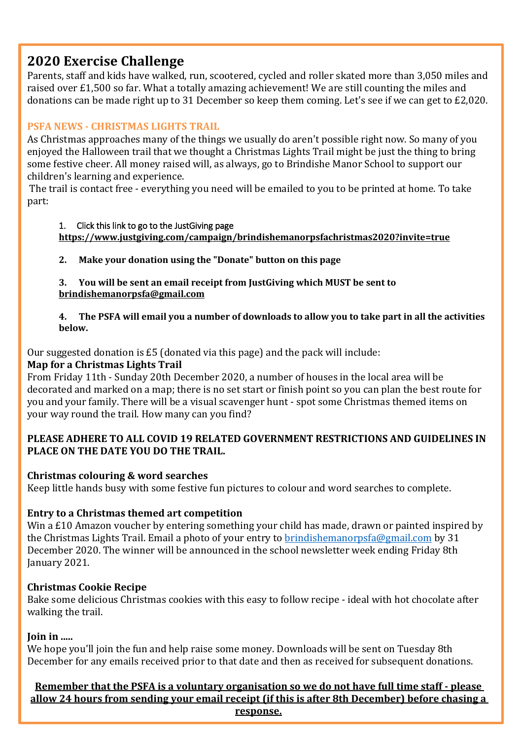## 2020 Exercise Challenge

Parents, staff and kids have walked, run, scootered, cycled and roller skated more than 3,050 miles and raised over £1,500 so far. What a totally amazing achievement! We are still counting the miles and donations can be made right up to 31 December so keep them coming. Let's see if we can get to £2,020.

### PSFA NEWS - CHRISTMAS LIGHTS TRAIL

As Christmas approaches many of the things we usually do aren't possible right now. So many of you enjoyed the Halloween trail that we thought a Christmas Lights Trail might be just the thing to bring some festive cheer. All money raised will, as always, go to Brindishe Manor School to support our children's learning and experience.

The trail is contact free - everything you need will be emailed to you to be printed at home. To take part:

1. Click this link to go to the JustGiving page **https://www.justgiving.com/campaign/brindishemanorpsfachristmas2020?invite=true**
2. **Make your donation using the "Donate" button on this page**
3. **You will be sent an email receipt from JustGiving which MUST be sent to brindishemanorpsfa@gmail.com**
4. **The PSFA will email you a number of downloads to allow you to take part in all the activities below.**

Our suggested donation is £5 (donated via this page) and the pack will include:

**Map for a Christmas Lights Trail**

From Friday 11th - Sunday 20th December 2020, a number of houses in the local area will be decorated and marked on a map; there is no set start or finish point so you can plan the best route for you and your family. There will be a visual scavenger hunt - spot some Christmas themed items on your way round the trail. How many can you find?

**PLEASE ADHERE TO ALL COVID 19 RELATED GOVERNMENT RESTRICTIONS AND GUIDELINES IN PLACE ON THE DATE YOU DO THE TRAIL.**

**Christmas colouring & word searches**

Keep little hands busy with some festive fun pictures to colour and word searches to complete.

**Entry to a Christmas themed art competition**

Win a £10 Amazon voucher by entering something your child has made, drawn or painted inspired by the Christmas Lights Trail. Email a photo of your entry to brindishemanorpsfa@gmail.com by 31 December 2020. The winner will be announced in the school newsletter week ending Friday 8th January 2021.

**Christmas Cookie Recipe**

Bake some delicious Christmas cookies with this easy to follow recipe - ideal with hot chocolate after walking the trail.

**Join in .....**

We hope you'll join the fun and help raise some money. Downloads will be sent on Tuesday 8th December for any emails received prior to that date and then as received for subsequent donations.

**Remember that the PSFA is a voluntary organisation so we do not have full time staff - please allow 24 hours from sending your email receipt (if this is after 8th December) before chasing a response.**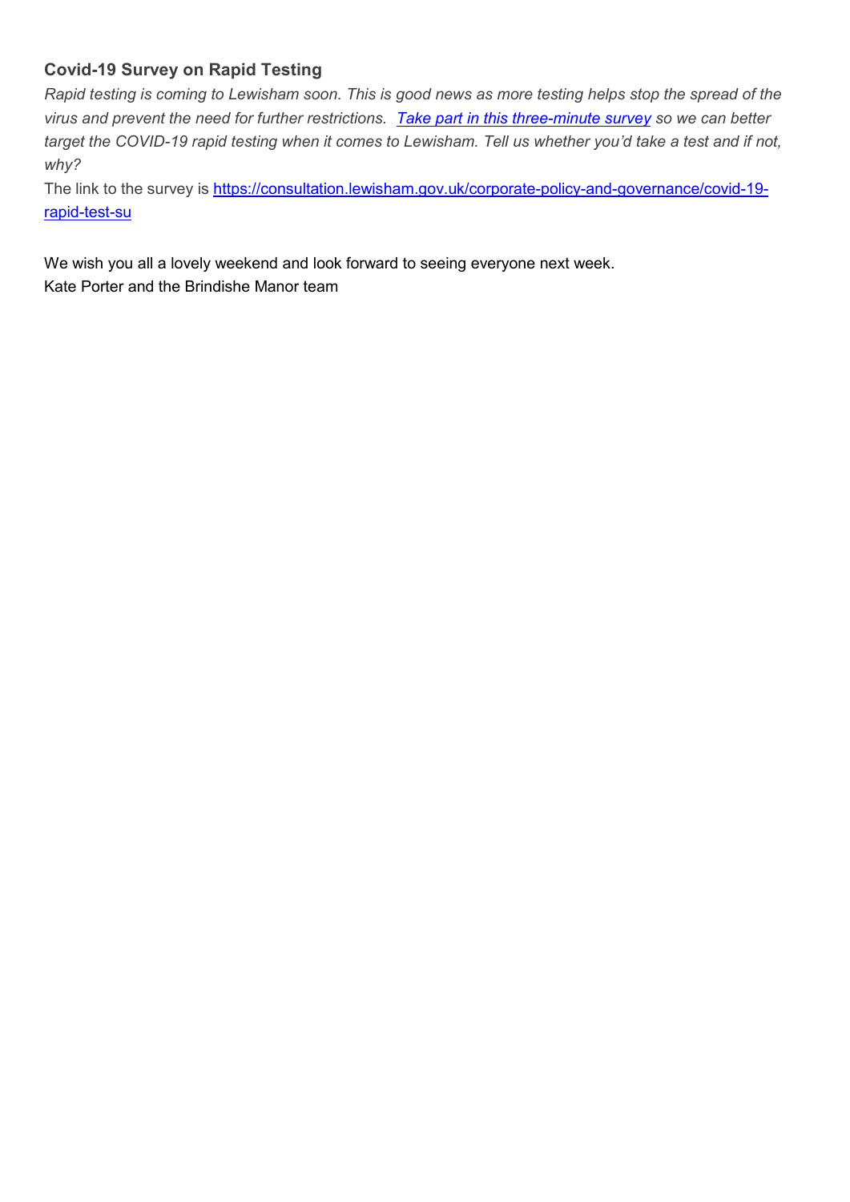### Covid-19 Survey on Rapid Testing

*Rapid testing is coming to Lewisham soon. This is good news as more testing helps stop the spread of the virus and prevent the need for further restrictions. [Take part in this three-minute survey](https://consultation.lewisham.gov.uk/corporate-policy-and-governance/covid-19-rapid-test-su) so we can better target the COVID-19 rapid testing when it comes to Lewisham. Tell us whether you'd take a test and if not, why?*

The link to the survey is https://consultation.lewisham.gov.uk/corporate-policy-and-governance/covid-19-rapid-test-su

We wish you all a lovely weekend and look forward to seeing everyone next week.
Kate Porter and the Brindishe Manor team